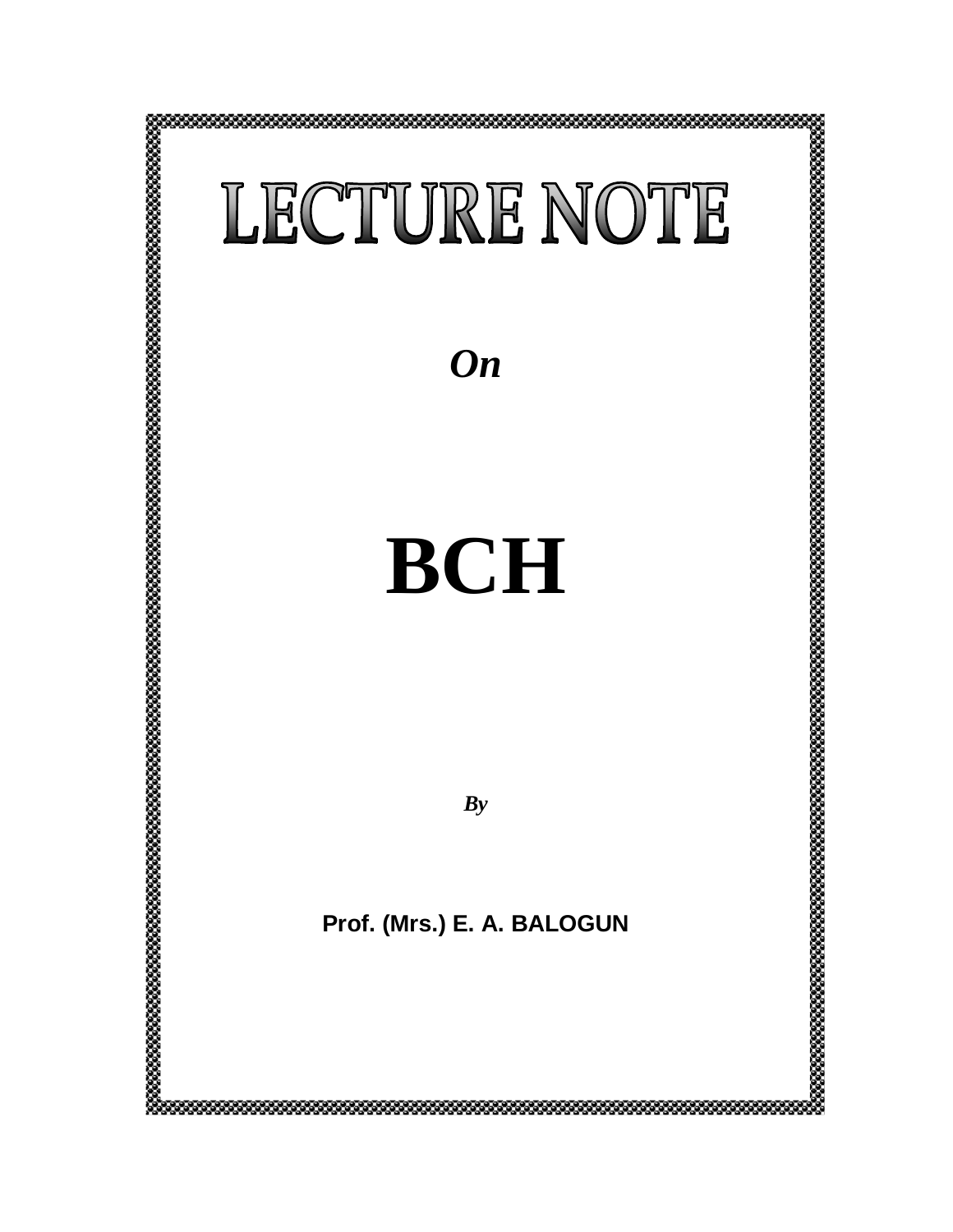# LECTURE NOTE

***On***

# BCH

***By***

**Prof. (Mrs.) E. A. BALOGUN**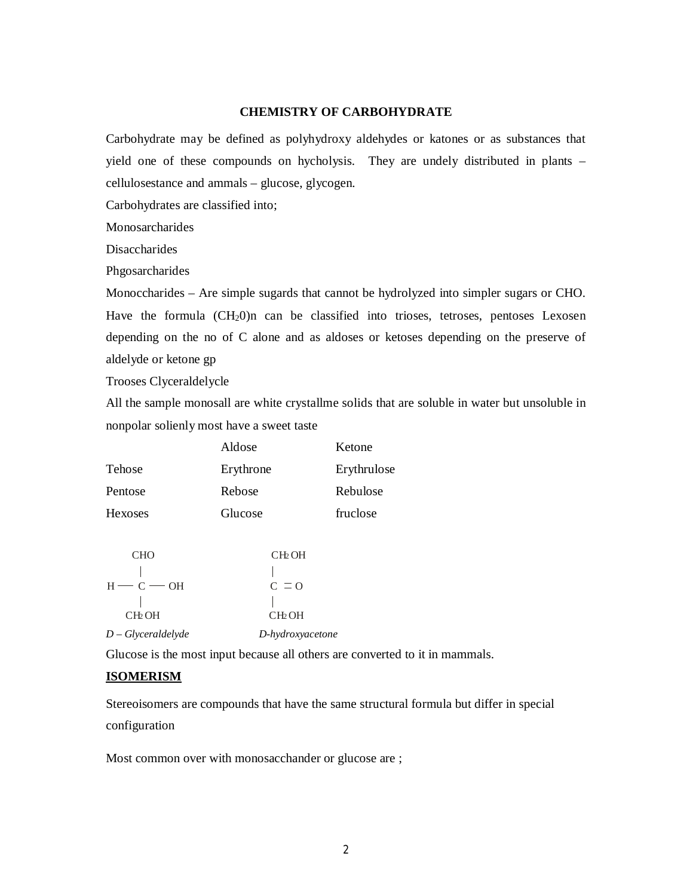# CHEMISTRY OF CARBOHYDRATE

Carbohydrate may be defined as polyhydroxy aldehydes or katones or as substances that yield one of these compounds on hycholysis. They are undely distributed in plants – cellulosestance and ammals – glucose, glycogen.

Carbohydrates are classified into;

Monosarcharides

Disaccharides

Phgosarcharides

Monoccharides – Are simple sugards that cannot be hydrolyzed into simpler sugars or CHO. Have the formula $(CH_20)n$ can be classified into trioses, tetroses, pentoses Lexosen depending on the no of C alone and as aldoses or ketoses depending on the preserve of aldelyde or ketone gp

Trooses Clyceraldelycle

All the sample monosall are white crystallme solids that are soluble in water but unsoluble in nonpolar solienly most have a sweet taste

| | Aldose | Ketone |
|---|---|---|
| Tehose | Erythrone | Erythrulose |
| Pentose | Rebose | Rebulose |
| Hexoses | Glucose | fruclose |

```
      CHO                    CH2 OH
       |                      |
H ── C ── OH                 C  = O
       |                      |
     CH2 OH                  CH2 OH
```

*D – Glyceraldelyde* *D-hydroxyacetone*

Glucose is the most input because all others are converted to it in mammals.

## <u>ISOMERISM</u>

Stereoisomers are compounds that have the same structural formula but differ in special configuration

Most common over with monosacchander or glucose are ;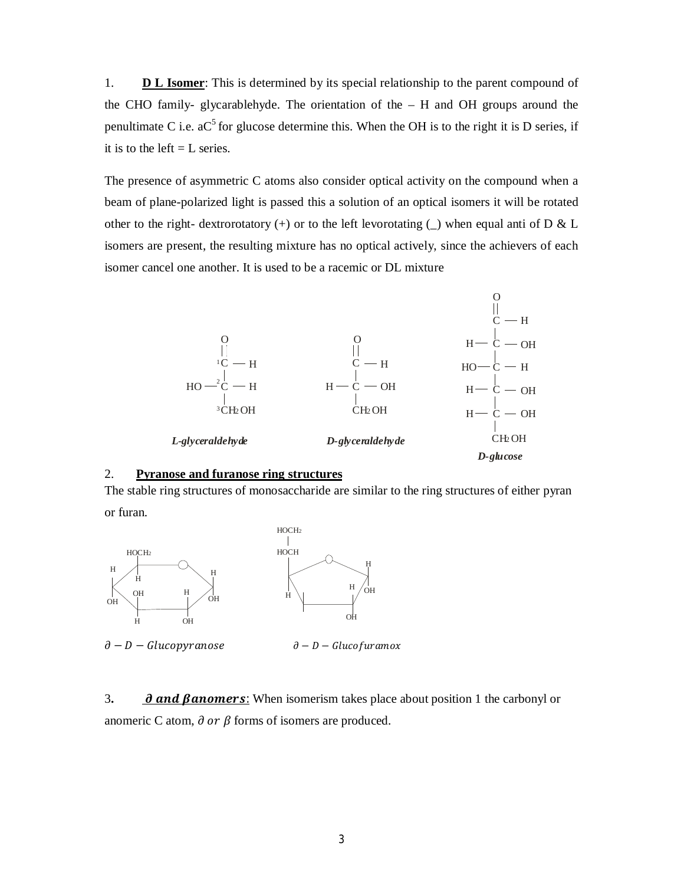1. **D L Isomer**: This is determined by its special relationship to the parent compound of the CHO family- glycarablehyde. The orientation of the – H and OH groups around the penultimate C i.e. a$C^5$ for glucose determine this. When the OH is to the right it is D series, if it is to the left = L series.

The presence of asymmetric C atoms also consider optical activity on the compound when a beam of plane-polarized light is passed this a solution of an optical isomers it will be rotated other to the right- dextrorotatory (+) or to the left levorotating (_) when equal anti of D & L isomers are present, the resulting mixture has no optical actively, since the achievers of each isomer cancel one another. It is used to be a racemic or DL mixture

```
        O                    O                    O
        ||                   ||                   ||
      1C — H                 C — H                C — H
        |                    |                    |
 HO — 2C — H           H — C — OH           H — C — OH
        |                    |                    |
      3CH2OH                 CH2OH         HO — C — H
                                                  |
                                             H — C — OH
                                                  |
                                             H — C — OH
                                                  |
                                                  CH2OH
```

*L-glyceraldehyde* *D-glyceraldehyde* *D-glucose*

2. **Pyranose and furanose ring structures**

The stable ring structures of monosaccharide are similar to the ring structures of either pyran or furan.

$\partial - D - Glucopyranose$ $\partial - D - Glucofuramox$

3. ***∂ and βanomers***: When isomerism takes place about position 1 the carbonyl or anomeric C atom, $\partial$ *or* $\beta$ forms of isomers are produced.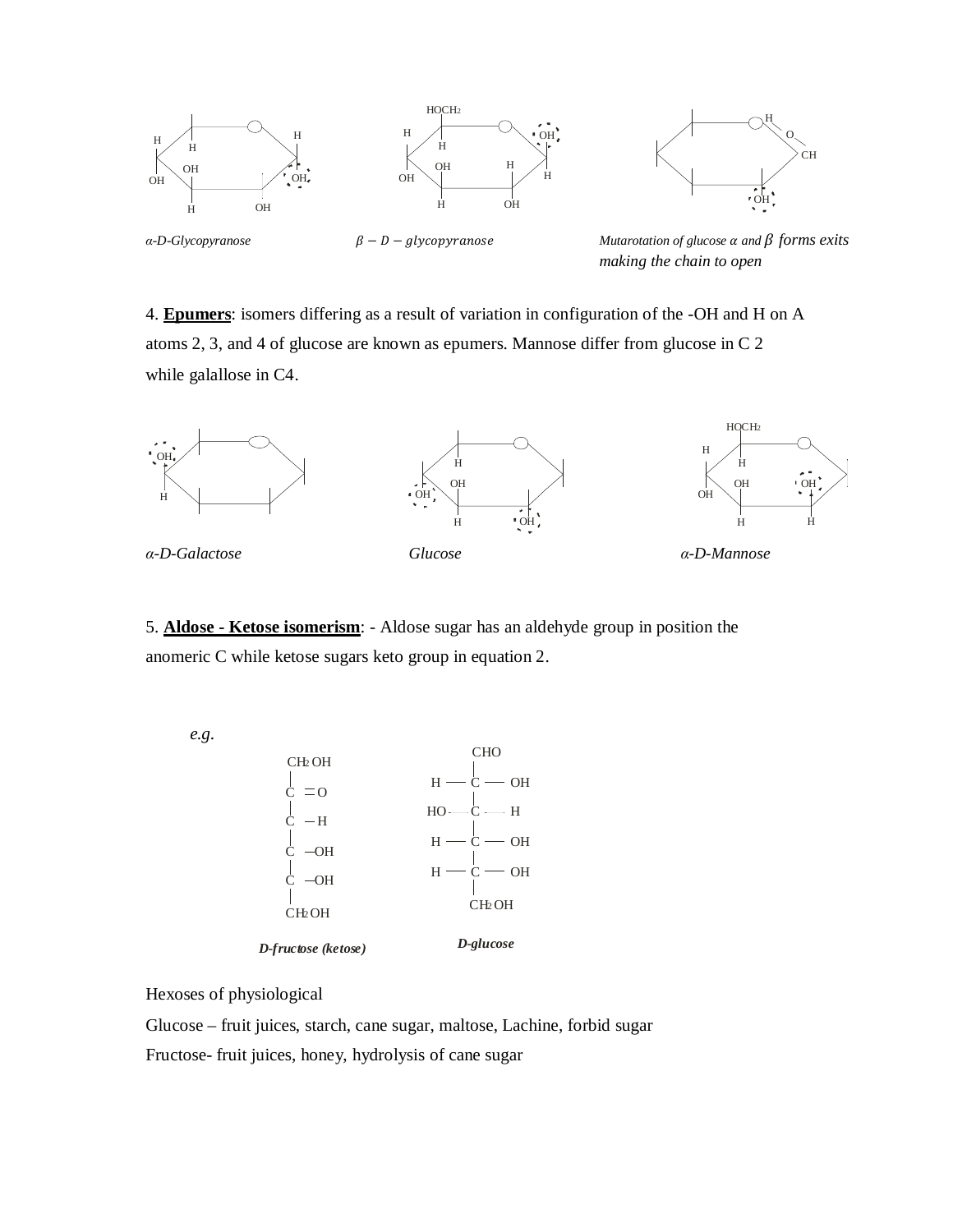*α-D-Glycopyranose*

$\beta - D - glycopyranose$

*Mutarotation of glucose α and* $\beta$ *forms exits making the chain to open*

4. **Epumers**: isomers differing as a result of variation in configuration of the -OH and H on A atoms 2, 3, and 4 of glucose are known as epumers. Mannose differ from glucose in C 2 while galallose in C4.

*α-D-Galactose*

*Glucose*

*α-D-Mannose*

5. **Aldose - Ketose isomerism**: - Aldose sugar has an aldehyde group in position the anomeric C while ketose sugars keto group in equation 2.

*e.g.*

```
CH2 OH
|
C  = O
|
C  – H
|
C  –OH
|
C  –OH
|
CH2 OH
```

***D-fructose (ketose)***

```
        CHO
        |
H  —  C  —  OH
        |
HO —  C  —  H
        |
H  —  C  —  OH
        |
H  —  C  —  OH
        |
       CH2 OH
```

***D-glucose***

Hexoses of physiological

Glucose – fruit juices, starch, cane sugar, maltose, Lachine, forbid sugar

Fructose- fruit juices, honey, hydrolysis of cane sugar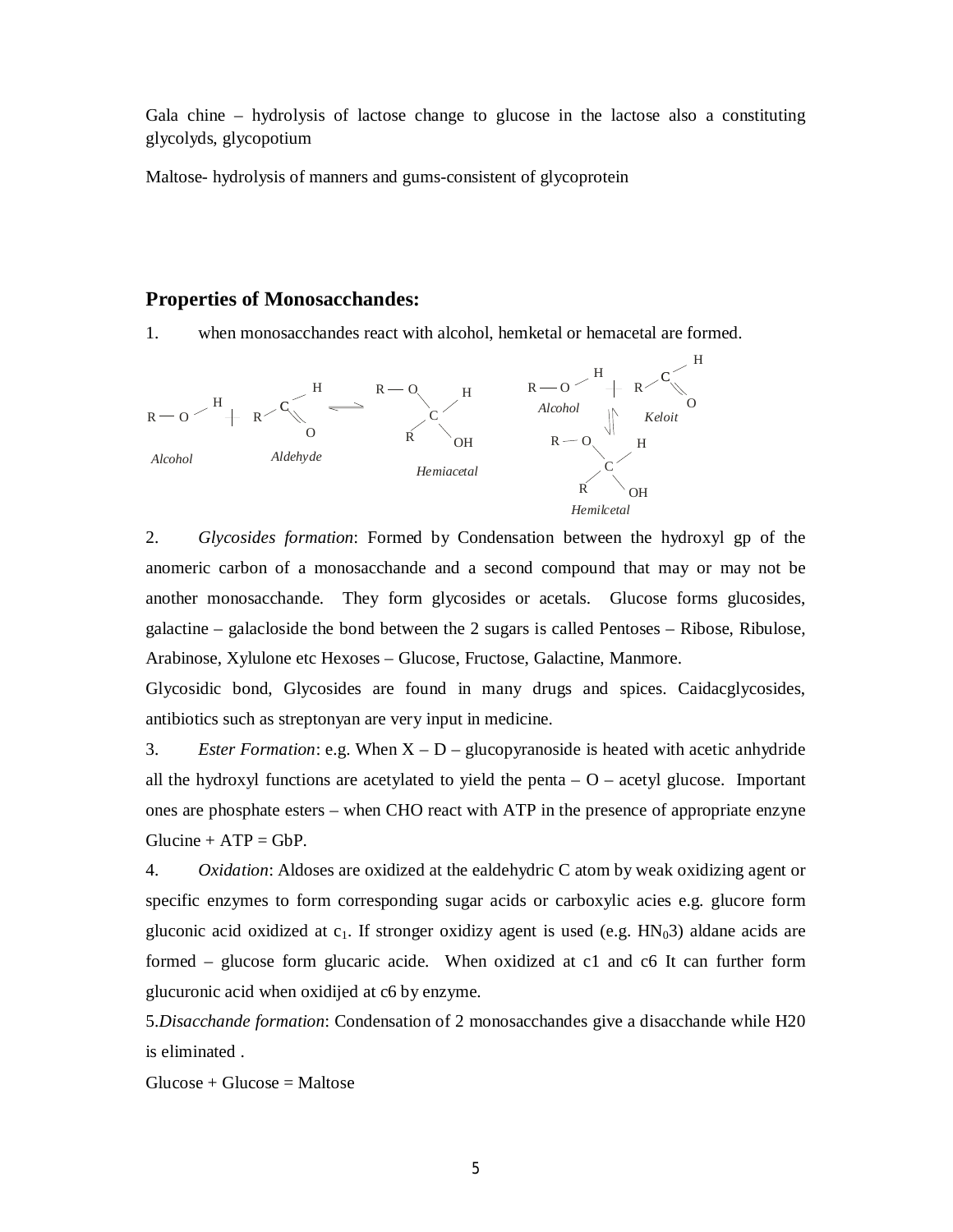Gala chine – hydrolysis of lactose change to glucose in the lactose also a constituting glycolyds, glycopotium

Maltose- hydrolysis of manners and gums-consistent of glycoprotein

## Properties of Monosacchandes:

1. when monosacchandes react with alcohol, hemketal or hemacetal are formed.

$$R-O-H + R-C(=O)H \rightleftharpoons R-O-C(R)(H)(OH)$$

Alcohol Aldehyde Hemiacetal

$$R-O-H + R-C(=O)H \rightleftharpoons R-O-C(R)(H)(OH)$$

Alcohol Keloit Hemilcetal

2. *Glycosides formation*: Formed by Condensation between the hydroxyl gp of the anomeric carbon of a monosacchande and a second compound that may or may not be another monosacchande. They form glycosides or acetals. Glucose forms glucosides, galactine – galacloside the bond between the 2 sugars is called Pentoses – Ribose, Ribulose, Arabinose, Xylulone etc Hexoses – Glucose, Fructose, Galactine, Manmore.

Glycosidic bond, Glycosides are found in many drugs and spices. Caidacglycosides, antibiotics such as streptonyan are very input in medicine.

3. *Ester Formation*: e.g. When X – D – glucopyranoside is heated with acetic anhydride all the hydroxyl functions are acetylated to yield the penta – O – acetyl glucose. Important ones are phosphate esters – when CHO react with ATP in the presence of appropriate enzyne Glucine + ATP = GbP.

4. *Oxidation*: Aldoses are oxidized at the ealdehydric C atom by weak oxidizing agent or specific enzymes to form corresponding sugar acids or carboxylic acies e.g. glucore form gluconic acid oxidized at $c_1$. If stronger oxidizy agent is used (e.g. $HN_03$) aldane acids are formed – glucose form glucaric acide. When oxidized at c1 and c6 It can further form glucuronic acid when oxidijed at c6 by enzyme.

5. *Disacchande formation*: Condensation of 2 monosacchandes give a disacchande while H20 is eliminated .

Glucose + Glucose = Maltose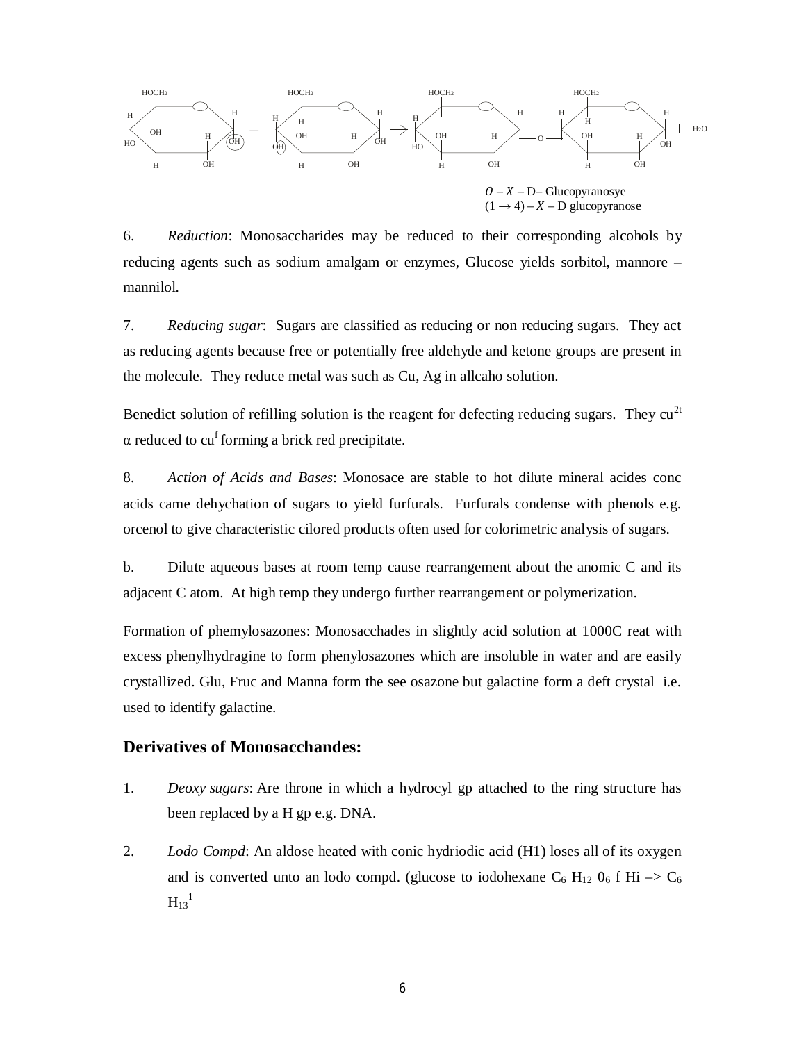$O - X -$ D– Glucopyranosye
$(1 \rightarrow 4) - X -$ D glucopyranose

6. *Reduction*: Monosaccharides may be reduced to their corresponding alcohols by reducing agents such as sodium amalgam or enzymes, Glucose yields sorbitol, mannore – mannilol.

7. *Reducing sugar*: Sugars are classified as reducing or non reducing sugars. They act as reducing agents because free or potentially free aldehyde and ketone groups are present in the molecule. They reduce metal was such as Cu, Ag in allcaho solution.

Benedict solution of refilling solution is the reagent for defecting reducing sugars. They $cu^{2t}$ α reduced to $cu^{f}$ forming a brick red precipitate.

8. *Action of Acids and Bases*: Monosace are stable to hot dilute mineral acides conc acids came dehychation of sugars to yield furfurals. Furfurals condense with phenols e.g. orcenol to give characteristic cilored products often used for colorimetric analysis of sugars.

b. Dilute aqueous bases at room temp cause rearrangement about the anomic C and its adjacent C atom. At high temp they undergo further rearrangement or polymerization.

Formation of phemylosazones: Monosacchades in slightly acid solution at 1000C reat with excess phenylhydragine to form phenylosazones which are insoluble in water and are easily crystallized. Glu, Fruc and Manna form the see osazone but galactine form a deft crystal i.e. used to identify galactine.

## Derivatives of Monosacchandes:

1. *Deoxy sugars*: Are throne in which a hydrocyl gp attached to the ring structure has been replaced by a H gp e.g. DNA.

2. *Lodo Compd*: An aldose heated with conic hydriodic acid (H1) loses all of its oxygen and is converted unto an lodo compd. (glucose to iodohexane $C_6$ $H_{12}$ $0_6$ f Hi –> $C_6$ $H_{13}{}^{1}$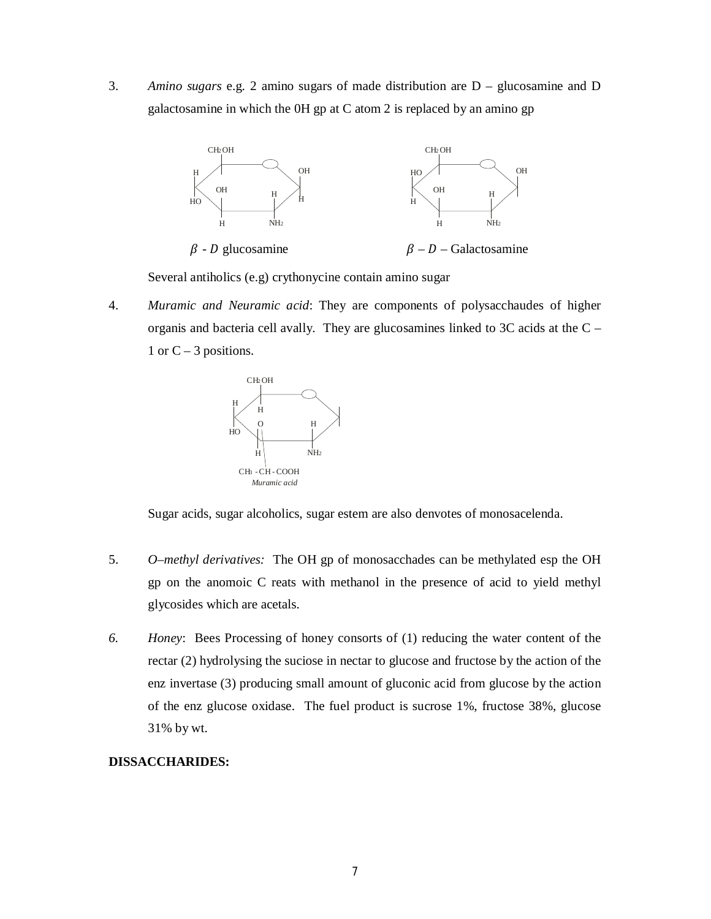3. *Amino sugars* e.g. 2 amino sugars of made distribution are D – glucosamine and D galactosamine in which the 0H gp at C atom 2 is replaced by an amino gp

$\beta$ - $D$ glucosamine $\qquad$ $\beta$ – $D$ – Galactosamine

Several antiholics (e.g) crythonycine contain amino sugar

4. *Muramic and Neuramic acid*: They are components of polysacchaudes of higher organis and bacteria cell avally. They are glucosamines linked to 3C acids at the C – 1 or C – 3 positions.

*Muramic acid*

Sugar acids, sugar alcoholics, sugar estem are also denvotes of monosacelenda.

5. *O–methyl derivatives:* The OH gp of monosacchades can be methylated esp the OH gp on the anomoic C reats with methanol in the presence of acid to yield methyl glycosides which are acetals.

6. *Honey*: Bees Processing of honey consorts of (1) reducing the water content of the rectar (2) hydrolysing the suciose in nectar to glucose and fructose by the action of the enz invertase (3) producing small amount of gluconic acid from glucose by the action of the enz glucose oxidase. The fuel product is sucrose 1%, fructose 38%, glucose 31% by wt.

**DISSACCHARIDES:**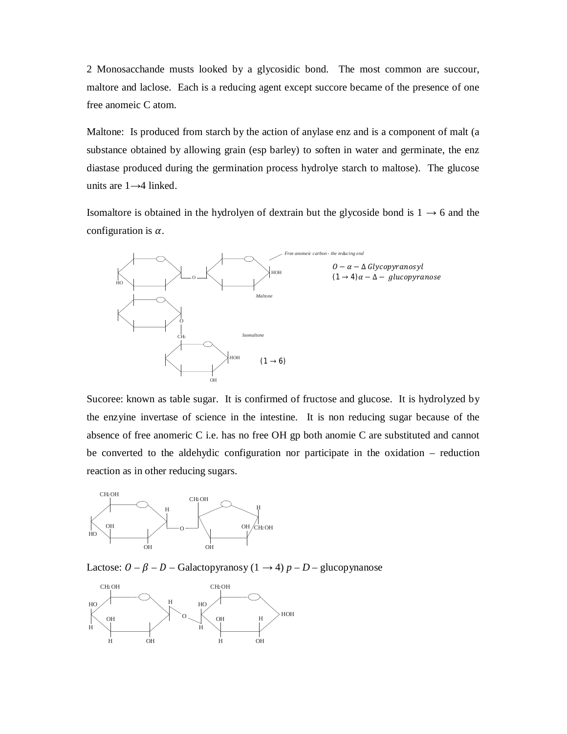2 Monosacchande musts looked by a glycosidic bond. The most common are succour, maltore and laclose. Each is a reducing agent except succore became of the presence of one free anomeic C atom.

Maltone: Is produced from starch by the action of anylase enz and is a component of malt (a substance obtained by allowing grain (esp barley) to soften in water and germinate, the enz diastase produced during the germination process hydrolye starch to maltose). The glucose units are 1→4 linked.

Isomaltore is obtained in the hydrolyen of dextrain but the glycoside bond is 1 → 6 and the configuration is $\alpha$.

Free anomeic carbon - the reducing end

HO    O    HOH

Maltone

$O - \alpha - \Delta\ Glycopyranosyl$
$(1 \rightarrow 4)\alpha - \Delta -\ glucopyranose$

O

CH2

Isomaltone

HOH

OH

$(1 \rightarrow 6)$

Sucoree: known as table sugar. It is confirmed of fructose and glucose. It is hydrolyzed by the enzyine invertase of science in the intestine. It is non reducing sugar because of the absence of free anomeric C i.e. has no free OH gp both anomie C are substituted and cannot be converted to the aldehydic configuration nor participate in the oxidation – reduction reaction as in other reducing sugars.

CH2 OH    CH2 OH    H    H    OH    HO    O    OH    CH2 OH    OH    OH

Lactose: $O - \beta - D -$ Galactopyranosy $(1 \rightarrow 4)\ p - D -$ glucopynanose

CH2 OH    CH2 OH    HO    H    HO    O    HOH    OH    OH    H    H    H    H    OH    H    OH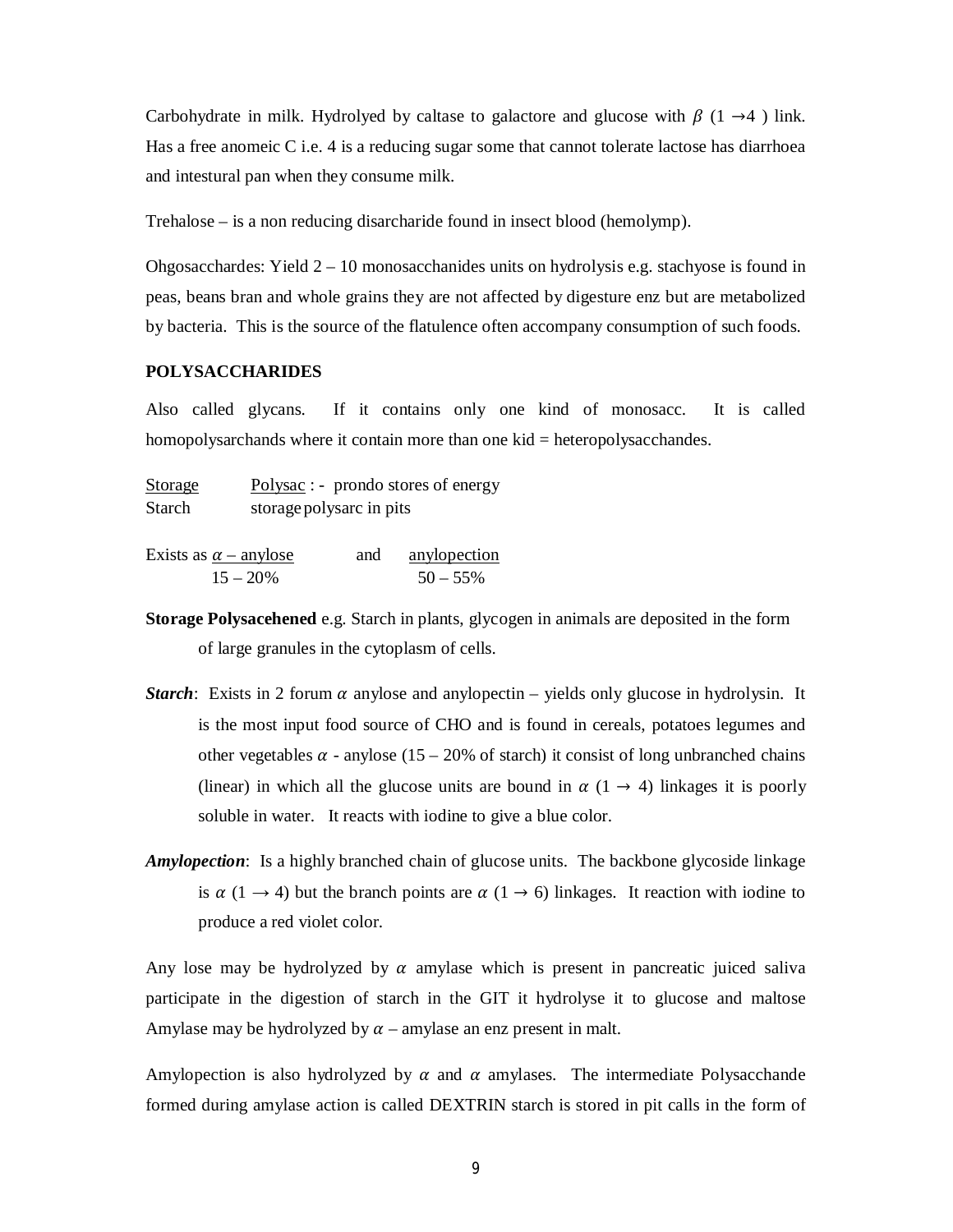Carbohydrate in milk. Hydrolyed by caltase to galactore and glucose with $\beta$ (1 $\rightarrow$4 ) link. Has a free anomeic C i.e. 4 is a reducing sugar some that cannot tolerate lactose has diarrhoea and intestural pan when they consume milk.

Trehalose – is a non reducing disarcharide found in insect blood (hemolymp).

Ohgosacchardes: Yield 2 – 10 monosacchanides units on hydrolysis e.g. stachyose is found in peas, beans bran and whole grains they are not affected by digesture enz but are metabolized by bacteria. This is the source of the flatulence often accompany consumption of such foods.

**POLYSACCHARIDES**

Also called glycans. If it contains only one kind of monosacc. It is called homopolysarchands where it contain more than one kid = heteropolysacchandes.

<u>Storage</u> <u>Polysac</u> : - prondo stores of energy
Starch storage polysarc in pits

Exists as <u>$\alpha$ – anylose</u> and <u>anylopection</u>
15 – 20% 50 – 55%

**Storage Polysacehened** e.g. Starch in plants, glycogen in animals are deposited in the form of large granules in the cytoplasm of cells.

***Starch***: Exists in 2 forum $\alpha$ anylose and anylopectin – yields only glucose in hydrolysin. It is the most input food source of CHO and is found in cereals, potatoes legumes and other vegetables $\alpha$ - anylose (15 – 20% of starch) it consist of long unbranched chains (linear) in which all the glucose units are bound in $\alpha$ (1 $\rightarrow$ 4) linkages it is poorly soluble in water. It reacts with iodine to give a blue color.

***Amylopection***: Is a highly branched chain of glucose units. The backbone glycoside linkage is $\alpha$ (1 $\rightarrow$ 4) but the branch points are $\alpha$ (1 $\rightarrow$ 6) linkages. It reaction with iodine to produce a red violet color.

Any lose may be hydrolyzed by $\alpha$ amylase which is present in pancreatic juiced saliva participate in the digestion of starch in the GIT it hydrolyse it to glucose and maltose Amylase may be hydrolyzed by $\alpha$ – amylase an enz present in malt.

Amylopection is also hydrolyzed by $\alpha$ and $\alpha$ amylases. The intermediate Polysacchande formed during amylase action is called DEXTRIN starch is stored in pit calls in the form of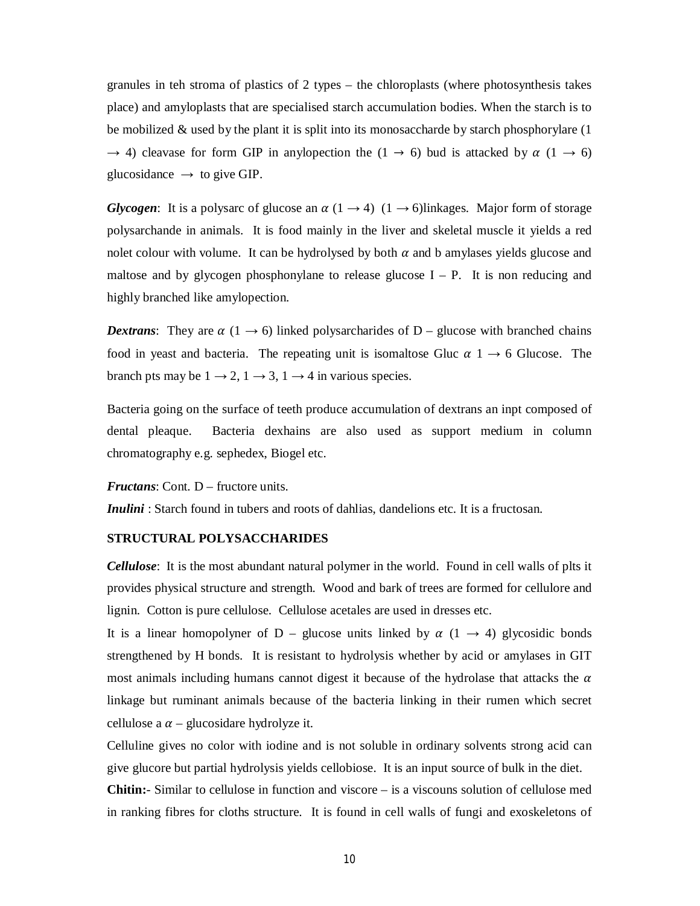granules in teh stroma of plastics of 2 types – the chloroplasts (where photosynthesis takes place) and amyloplasts that are specialised starch accumulation bodies. When the starch is to be mobilized & used by the plant it is split into its monosaccharde by starch phosphorylare ($1 \rightarrow 4$) cleavase for form GIP in anylopection the ($1 \rightarrow 6$) bud is attacked by $\alpha$ ($1 \rightarrow 6$) glucosidance $\rightarrow$ to give GIP.

***Glycogen***: It is a polysarc of glucose an $\alpha$ ($1 \rightarrow 4$) ($1 \rightarrow 6$)linkages. Major form of storage polysarchande in animals. It is food mainly in the liver and skeletal muscle it yields a red nolet colour with volume. It can be hydrolysed by both $\alpha$ and b amylases yields glucose and maltose and by glycogen phosphonylane to release glucose I – P. It is non reducing and highly branched like amylopection.

***Dextrans***: They are $\alpha$ ($1 \rightarrow 6$) linked polysarcharides of D – glucose with branched chains food in yeast and bacteria. The repeating unit is isomaltose Gluc $\alpha$ $1 \rightarrow 6$ Glucose. The branch pts may be $1 \rightarrow 2$, $1 \rightarrow 3$, $1 \rightarrow 4$ in various species.

Bacteria going on the surface of teeth produce accumulation of dextrans an inpt composed of dental pleaque. Bacteria dexhains are also used as support medium in column chromatography e.g. sephedex, Biogel etc.

***Fructans***: Cont. D – fructore units.

***Inulini*** : Starch found in tubers and roots of dahlias, dandelions etc. It is a fructosan.

**STRUCTURAL POLYSACCHARIDES**

***Cellulose***: It is the most abundant natural polymer in the world. Found in cell walls of plts it provides physical structure and strength. Wood and bark of trees are formed for cellulore and lignin. Cotton is pure cellulose. Cellulose acetales are used in dresses etc.

It is a linear homopolyner of D – glucose units linked by $\alpha$ ($1 \rightarrow 4$) glycosidic bonds strengthened by H bonds. It is resistant to hydrolysis whether by acid or amylases in GIT most animals including humans cannot digest it because of the hydrolase that attacks the $\alpha$ linkage but ruminant animals because of the bacteria linking in their rumen which secret cellulose a $\alpha$ – glucosidare hydrolyze it.

Celluline gives no color with iodine and is not soluble in ordinary solvents strong acid can give glucore but partial hydrolysis yields cellobiose. It is an input source of bulk in the diet.

**Chitin:-** Similar to cellulose in function and viscore – is a viscouns solution of cellulose med in ranking fibres for cloths structure. It is found in cell walls of fungi and exoskeletons of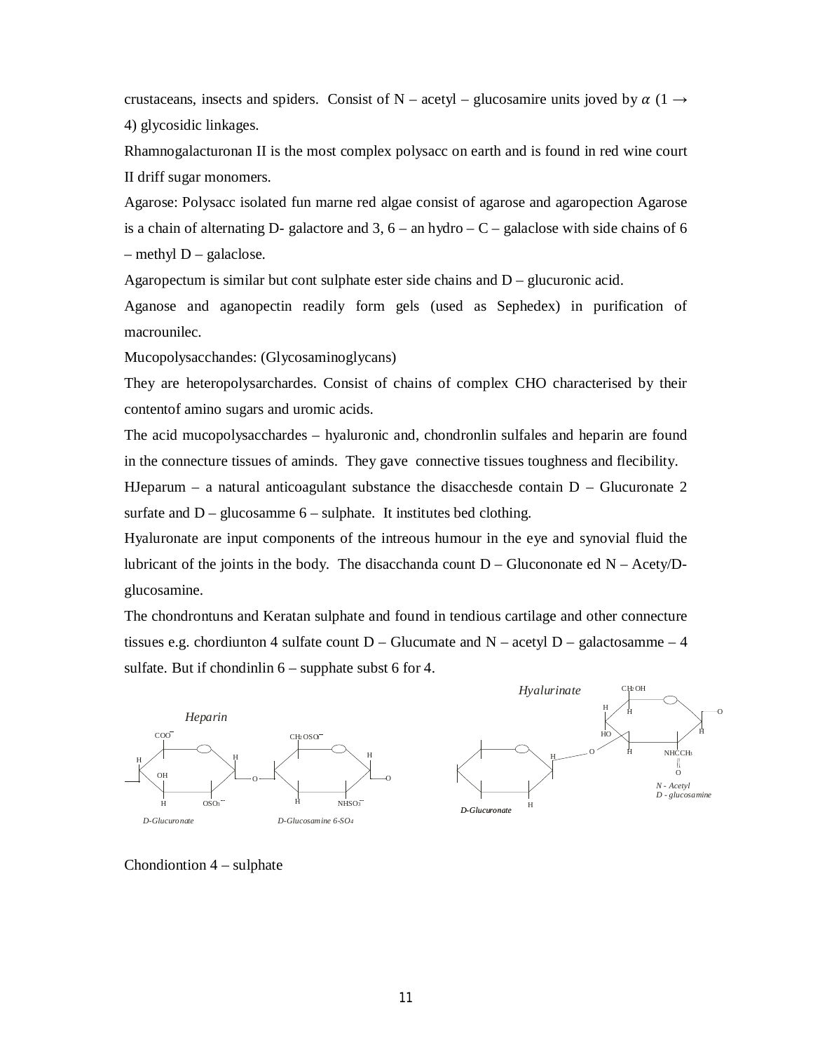crustaceans, insects and spiders. Consist of N – acetyl – glucosamire units joved by $\alpha$ (1 $\rightarrow$ 4) glycosidic linkages.

Rhamnogalacturonan II is the most complex polysacc on earth and is found in red wine court II driff sugar monomers.

Agarose: Polysacc isolated fun marne red algae consist of agarose and agaropection Agarose is a chain of alternating D- galactore and 3, 6 – an hydro – C – galaclose with side chains of 6 – methyl D – galaclose.

Agaropectum is similar but cont sulphate ester side chains and D – glucuronic acid.

Aganose and aganopectin readily form gels (used as Sephedex) in purification of macrounilec.

Mucopolysacchandes: (Glycosaminoglycans)

They are heteropolysarchardes. Consist of chains of complex CHO characterised by their contentof amino sugars and uromic acids.

The acid mucopolysacchardes – hyaluronic and, chondronlin sulfales and heparin are found in the connecture tissues of aminds. They gave connective tissues toughness and flecibility.

HJeparum – a natural anticoagulant substance the disacchesde contain D – Glucuronate 2 surfate and D – glucosamme 6 – sulphate. It institutes bed clothing.

Hyaluronate are input components of the intreous humour in the eye and synovial fluid the lubricant of the joints in the body. The disacchanda count D – Glucononate ed N – Acety/D- glucosamine.

The chondrontuns and Keratan sulphate and found in tendious cartilage and other connecture tissues e.g. chordiunton 4 sulfate count D – Glucumate and N – acetyl D – galactosamme – 4 sulfate. But if chondinlin 6 – supphate subst 6 for 4.

*Heparin*

D-Glucuronate — D-Glucosamine 6-$SO_4$

*Hyalurinate*

D-Glucuronate — N - Acetyl D - glucosamine

Chondiontion 4 – sulphate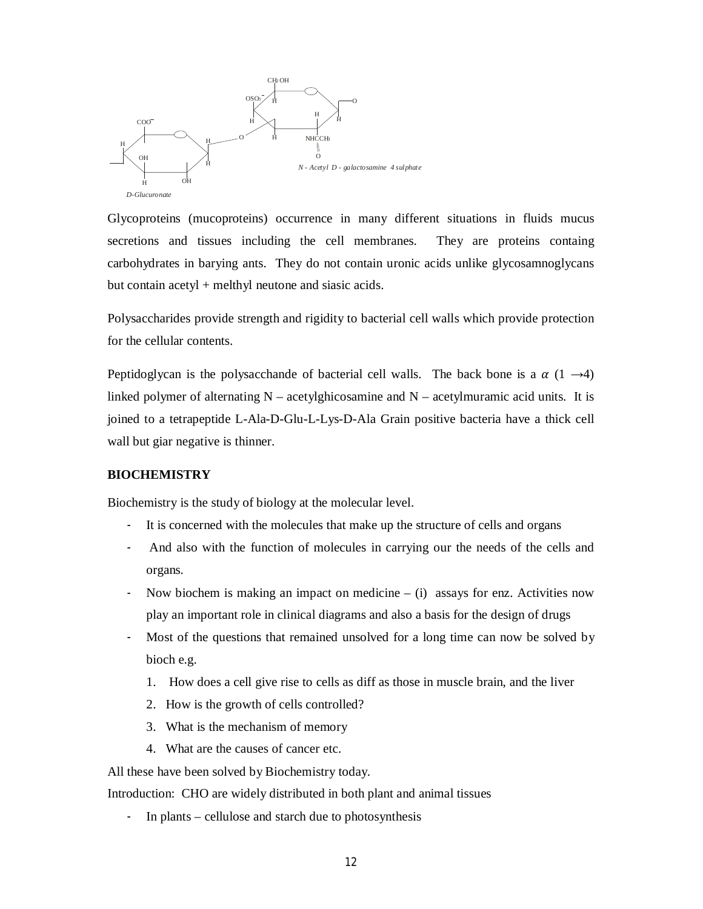D-Glucuronate

N - Acetyl D - galactosamine 4 sulphate

Glycoproteins (mucoproteins) occurrence in many different situations in fluids mucus secretions and tissues including the cell membranes. They are proteins containg carbohydrates in barying ants. They do not contain uronic acids unlike glycosamnoglycans but contain acetyl + melthyl neutone and siasic acids.

Polysaccharides provide strength and rigidity to bacterial cell walls which provide protection for the cellular contents.

Peptidoglycan is the polysacchande of bacterial cell walls. The back bone is a $\alpha$ (1 $\rightarrow$4) linked polymer of alternating N – acetylghicosamine and N – acetylmuramic acid units. It is joined to a tetrapeptide L-Ala-D-Glu-L-Lys-D-Ala Grain positive bacteria have a thick cell wall but giar negative is thinner.

**BIOCHEMISTRY**

Biochemistry is the study of biology at the molecular level.

- It is concerned with the molecules that make up the structure of cells and organs
- And also with the function of molecules in carrying our the needs of the cells and organs.
- Now biochem is making an impact on medicine – (i) assays for enz. Activities now play an important role in clinical diagrams and also a basis for the design of drugs
- Most of the questions that remained unsolved for a long time can now be solved by bioch e.g.
  1. How does a cell give rise to cells as diff as those in muscle brain, and the liver
  2. How is the growth of cells controlled?
  3. What is the mechanism of memory
  4. What are the causes of cancer etc.

All these have been solved by Biochemistry today.

Introduction: CHO are widely distributed in both plant and animal tissues

- In plants – cellulose and starch due to photosynthesis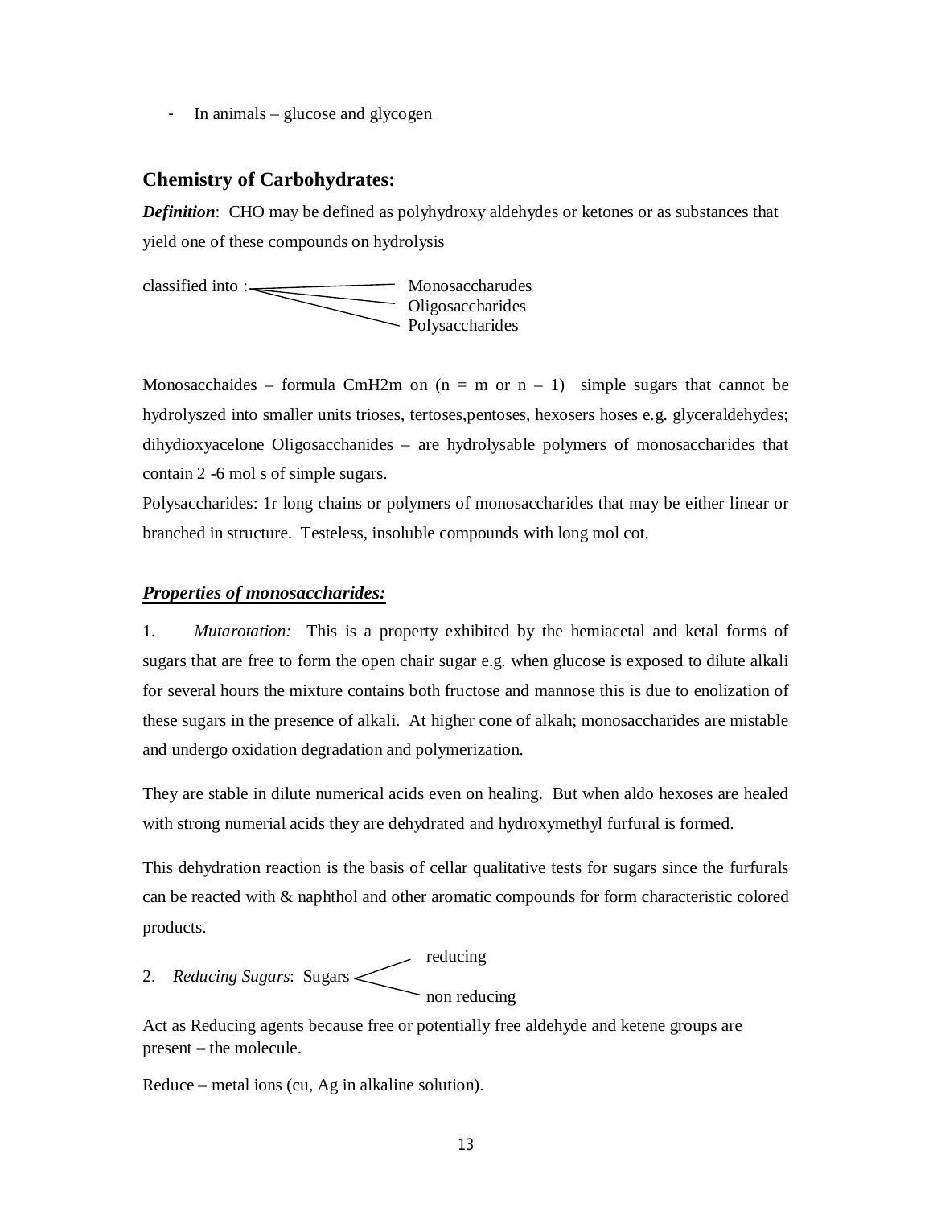- In animals – glucose and glycogen

## Chemistry of Carbohydrates:

***Definition***: CHO may be defined as polyhydroxy aldehydes or ketones or as substances that yield one of these compounds on hydrolysis

classified into :
- Monosaccharudes
- Oligosaccharides
- Polysaccharides

Monosacchaides – formula CmH2m on (n = m or n – 1) simple sugars that cannot be hydrolyszed into smaller units trioses, tertoses,pentoses, hexosers hoses e.g. glyceraldehydes; dihydioxyacelone Oligosacchanides – are hydrolysable polymers of monosaccharides that contain 2 -6 mol s of simple sugars.

Polysaccharides: 1r long chains or polymers of monosaccharides that may be either linear or branched in structure. Testeless, insoluble compounds with long mol cot.

### ***<u>Properties of monosaccharides:</u>***

1. *Mutarotation:* This is a property exhibited by the hemiacetal and ketal forms of sugars that are free to form the open chair sugar e.g. when glucose is exposed to dilute alkali for several hours the mixture contains both fructose and mannose this is due to enolization of these sugars in the presence of alkali. At higher cone of alkah; monosaccharides are mistable and undergo oxidation degradation and polymerization.

They are stable in dilute numerical acids even on healing. But when aldo hexoses are healed with strong numerial acids they are dehydrated and hydroxymethyl furfural is formed.

This dehydration reaction is the basis of cellar qualitative tests for sugars since the furfurals can be reacted with & naphthol and other aromatic compounds for form characteristic colored products.

2. *Reducing Sugars*: Sugars
   - reducing
   - non reducing

Act as Reducing agents because free or potentially free aldehyde and ketene groups are present – the molecule.

Reduce – metal ions (cu, Ag in alkaline solution).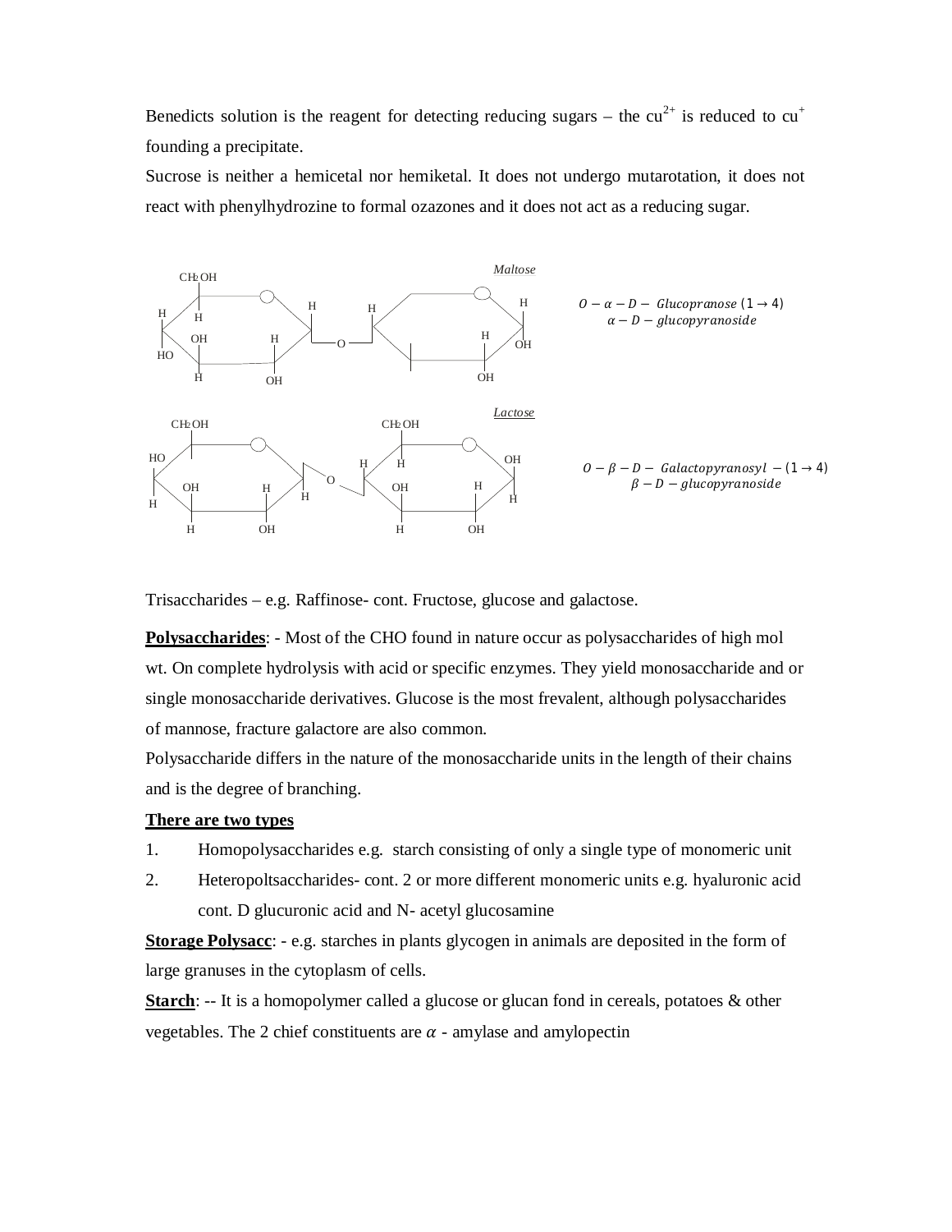Benedicts solution is the reagent for detecting reducing sugars – the $cu^{2+}$ is reduced to $cu^{+}$ founding a precipitate.

Sucrose is neither a hemicetal nor hemiketal. It does not undergo mutarotation, it does not react with phenylhydrozine to formal ozazones and it does not act as a reducing sugar.

*Maltose*

$O-\alpha-D-$ *Glucopranose* $(1\rightarrow 4)$
$\alpha-D-$ *glucopyranoside*

*Lactose*

$O-\beta-D-$ *Galactopyranosyl* $-(1\rightarrow 4)$
$\beta-D-$ *glucopyranoside*

Trisaccharides – e.g. Raffinose- cont. Fructose, glucose and galactose.

**Polysaccharides**: - Most of the CHO found in nature occur as polysaccharides of high mol wt. On complete hydrolysis with acid or specific enzymes. They yield monosaccharide and or single monosaccharide derivatives. Glucose is the most frevalent, although polysaccharides of mannose, fracture galactore are also common.

Polysaccharide differs in the nature of the monosaccharide units in the length of their chains and is the degree of branching.

**There are two types**

1. Homopolysaccharides e.g. starch consisting of only a single type of monomeric unit
2. Heteropoltsaccharides- cont. 2 or more different monomeric units e.g. hyaluronic acid cont. D glucuronic acid and N- acetyl glucosamine

**Storage Polysacc**: - e.g. starches in plants glycogen in animals are deposited in the form of large granuses in the cytoplasm of cells.

**Starch**: -- It is a homopolymer called a glucose or glucan fond in cereals, potatoes & other vegetables. The 2 chief constituents are $\alpha$ - amylase and amylopectin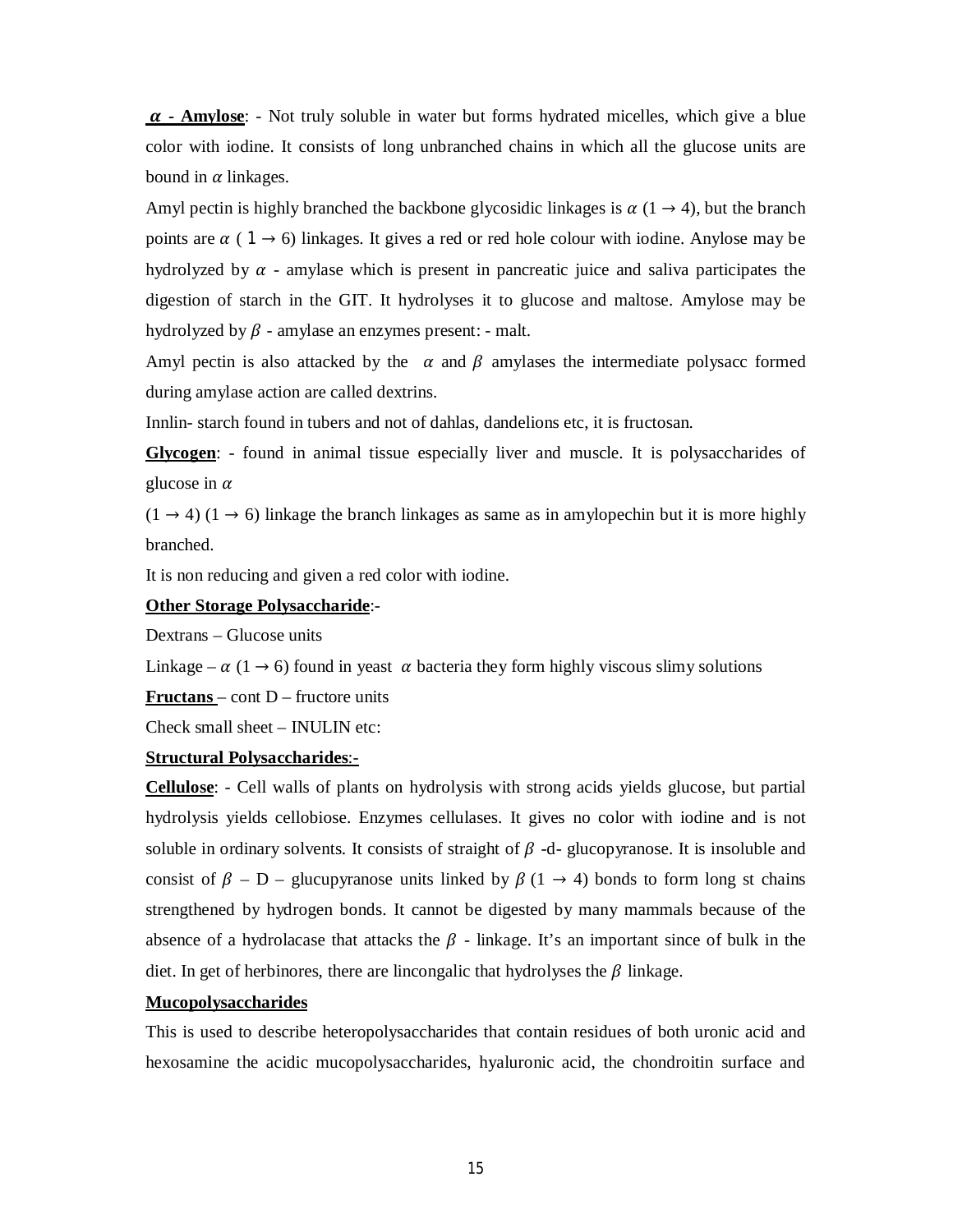**$\alpha$ - Amylose**: - Not truly soluble in water but forms hydrated micelles, which give a blue color with iodine. It consists of long unbranched chains in which all the glucose units are bound in $\alpha$ linkages.

Amyl pectin is highly branched the backbone glycosidic linkages is $\alpha$ $(1 \rightarrow 4)$, but the branch points are $\alpha$ $(1 \rightarrow 6)$ linkages. It gives a red or red hole colour with iodine. Anylose may be hydrolyzed by $\alpha$ - amylase which is present in pancreatic juice and saliva participates the digestion of starch in the GIT. It hydrolyses it to glucose and maltose. Amylose may be hydrolyzed by $\beta$ - amylase an enzymes present: - malt.

Amyl pectin is also attacked by the $\alpha$ and $\beta$ amylases the intermediate polysacc formed during amylase action are called dextrins.

Innlin- starch found in tubers and not of dahlas, dandelions etc, it is fructosan.

**Glycogen**: - found in animal tissue especially liver and muscle. It is polysaccharides of glucose in $\alpha$

$(1 \rightarrow 4)$ $(1 \rightarrow 6)$ linkage the branch linkages as same as in amylopechin but it is more highly branched.

It is non reducing and given a red color with iodine.

**Other Storage Polysaccharide**:-

Dextrans – Glucose units

Linkage – $\alpha$ $(1 \rightarrow 6)$ found in yeast $\alpha$ bacteria they form highly viscous slimy solutions

**Fructans** – cont D – fructore units

Check small sheet – INULIN etc:

**Structural Polysaccharides**:-

**Cellulose**: - Cell walls of plants on hydrolysis with strong acids yields glucose, but partial hydrolysis yields cellobiose. Enzymes cellulases. It gives no color with iodine and is not soluble in ordinary solvents. It consists of straight of $\beta$ -d- glucopyranose. It is insoluble and consist of $\beta$ – D – glucupyranose units linked by $\beta$ $(1 \rightarrow 4)$ bonds to form long st chains strengthened by hydrogen bonds. It cannot be digested by many mammals because of the absence of a hydrolacase that attacks the $\beta$ - linkage. It's an important since of bulk in the diet. In get of herbinores, there are lincongalic that hydrolyses the $\beta$ linkage.

**Mucopolysaccharides**

This is used to describe heteropolysaccharides that contain residues of both uronic acid and hexosamine the acidic mucopolysaccharides, hyaluronic acid, the chondroitin surface and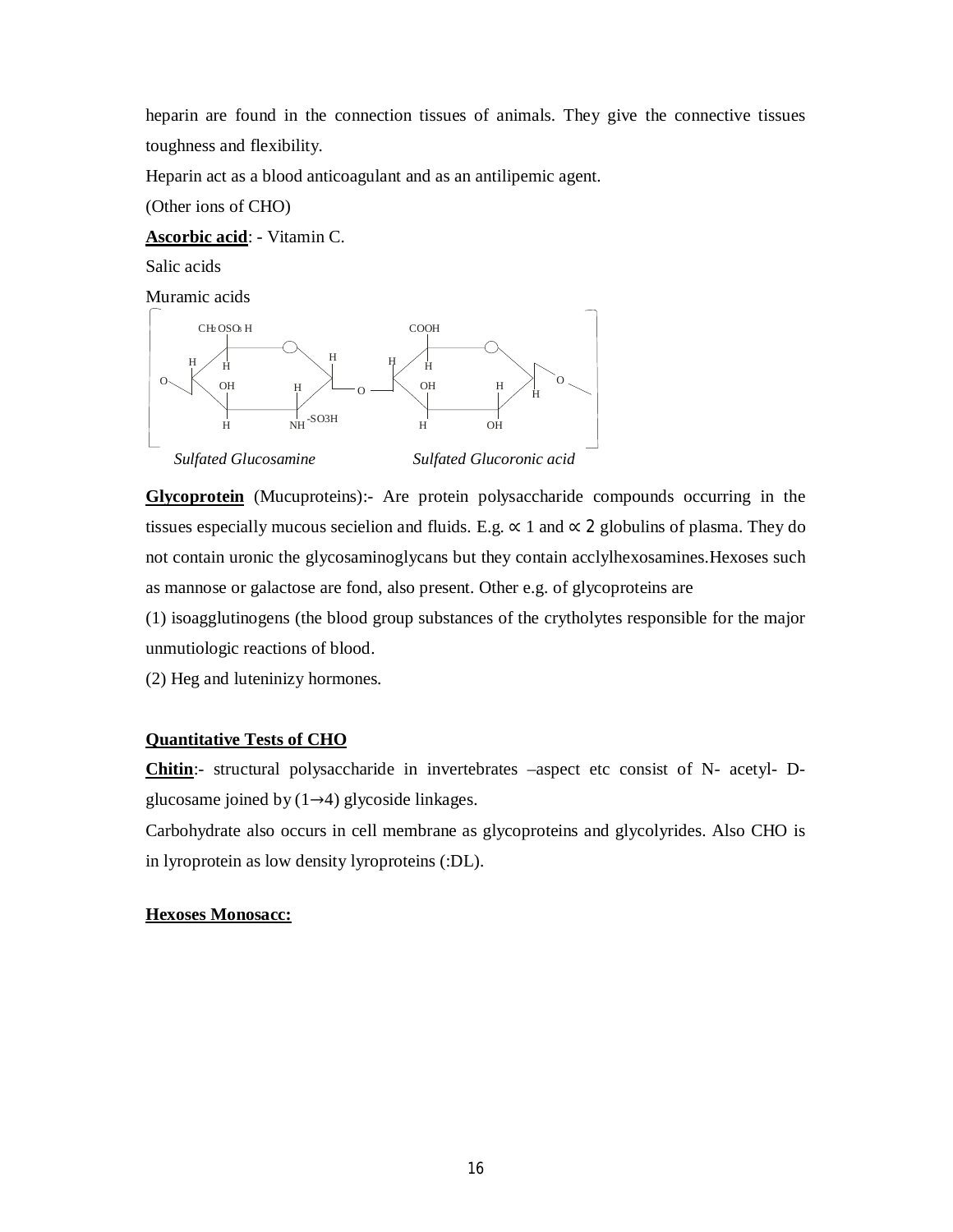heparin are found in the connection tissues of animals. They give the connective tissues toughness and flexibility.

Heparin act as a blood anticoagulant and as an antilipemic agent.

(Other ions of CHO)

**Ascorbic acid**: - Vitamin C.

Salic acids

Muramic acids

*Sulfated Glucosamine* *Sulfated Glucoronic acid*

**Glycoprotein** (Mucuproteins):- Are protein polysaccharide compounds occurring in the tissues especially mucous secielion and fluids. E.g. ∝ 1 and ∝ 2 globulins of plasma. They do not contain uronic the glycosaminoglycans but they contain acclylhexosamines.Hexoses such as mannose or galactose are fond, also present. Other e.g. of glycoproteins are

(1) isoagglutinogens (the blood group substances of the crytholytes responsible for the major unmutiologic reactions of blood.

(2) Heg and luteninizy hormones.

**Quantitative Tests of CHO**

**Chitin**:- structural polysaccharide in invertebrates –aspect etc consist of N- acetyl- D- glucosame joined by (1→4) glycoside linkages.

Carbohydrate also occurs in cell membrane as glycoproteins and glycolyrides. Also CHO is in lyroprotein as low density lyroproteins (:DL).

**Hexoses Monosacc:**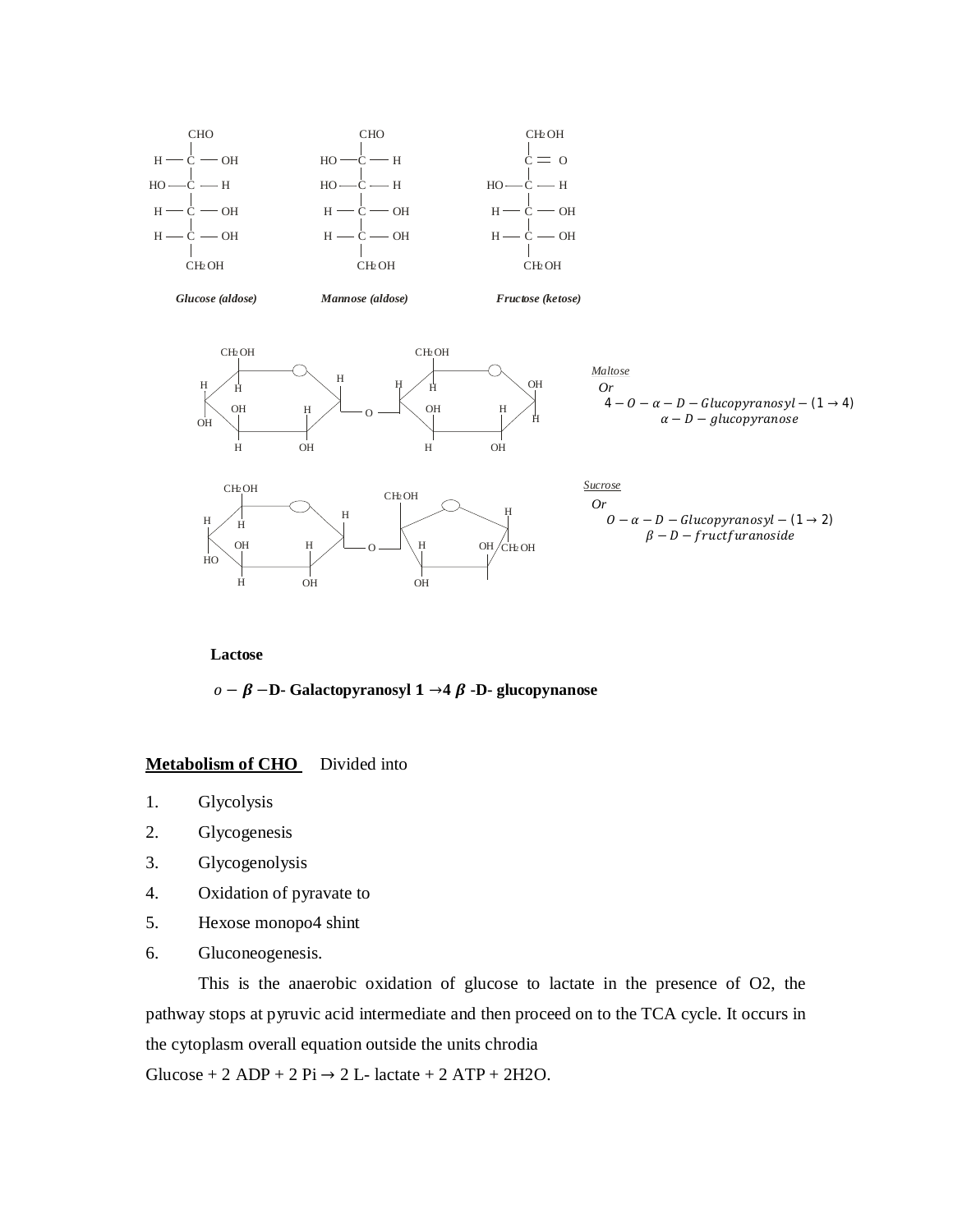Glucose (aldose)

Mannose (aldose)

Fructose (ketose)

*Maltose*

*Or*

$4 - O - \alpha - D - Glucopyranosyl - (1 \rightarrow 4)$
$\alpha - D - glucopyranose$

*Sucrose*

*Or*

$O - \alpha - D - Glucopyranosyl - (1 \rightarrow 2)$
$\beta - D - fructfuranoside$

**Lactose**

**$o - \beta -$D- Galactopyranosyl 1 →4 $\beta$ -D- glucopynanose**

**Metabolism of CHO** Divided into

1. Glycolysis
2. Glycogenesis
3. Glycogenolysis
4. Oxidation of pyravate to
5. Hexose monopo4 shint
6. Gluconeogenesis.

This is the anaerobic oxidation of glucose to lactate in the presence of O2, the pathway stops at pyruvic acid intermediate and then proceed on to the TCA cycle. It occurs in the cytoplasm overall equation outside the units chrodia

Glucose + 2 ADP + 2 Pi → 2 L- lactate + 2 ATP + $2H_2O$.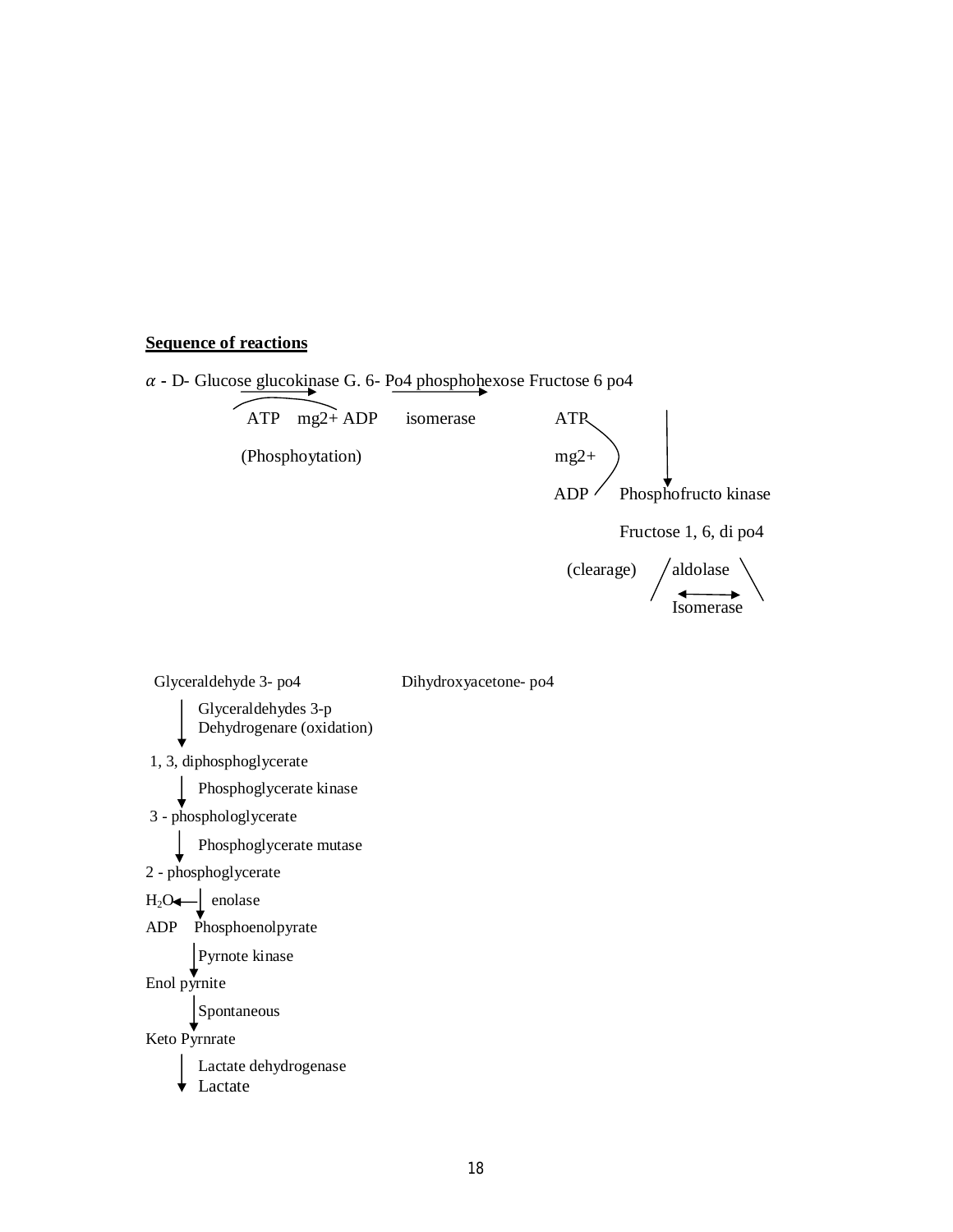**Sequence of reactions**

$\alpha$ - D- Glucose glucokinase G. 6- Po4 phosphohexose Fructose 6 po4

ATP mg2+ ADP isomerase ATP

(Phosphoytation) mg2+

ADP Phosphofructo kinase

Fructose 1, 6, di po4

(clearage) aldolase

Isomerase

Glyceraldehyde 3- po4 Dihydroxyacetone- po4

↓ Glyceraldehydes 3-p Dehydrogenare (oxidation)

1, 3, diphosphoglycerate

↓ Phosphoglycerate kinase

3 - phosphologlycerate

↓ Phosphoglycerate mutase

2 - phosphoglycerate

$H_2O$ ← ↓ enolase

ADP Phosphoenolpyrate

↓ Pyrnote kinase

Enol pyrnite

↓ Spontaneous

Keto Pyrnrate

↓ Lactate dehydrogenase

Lactate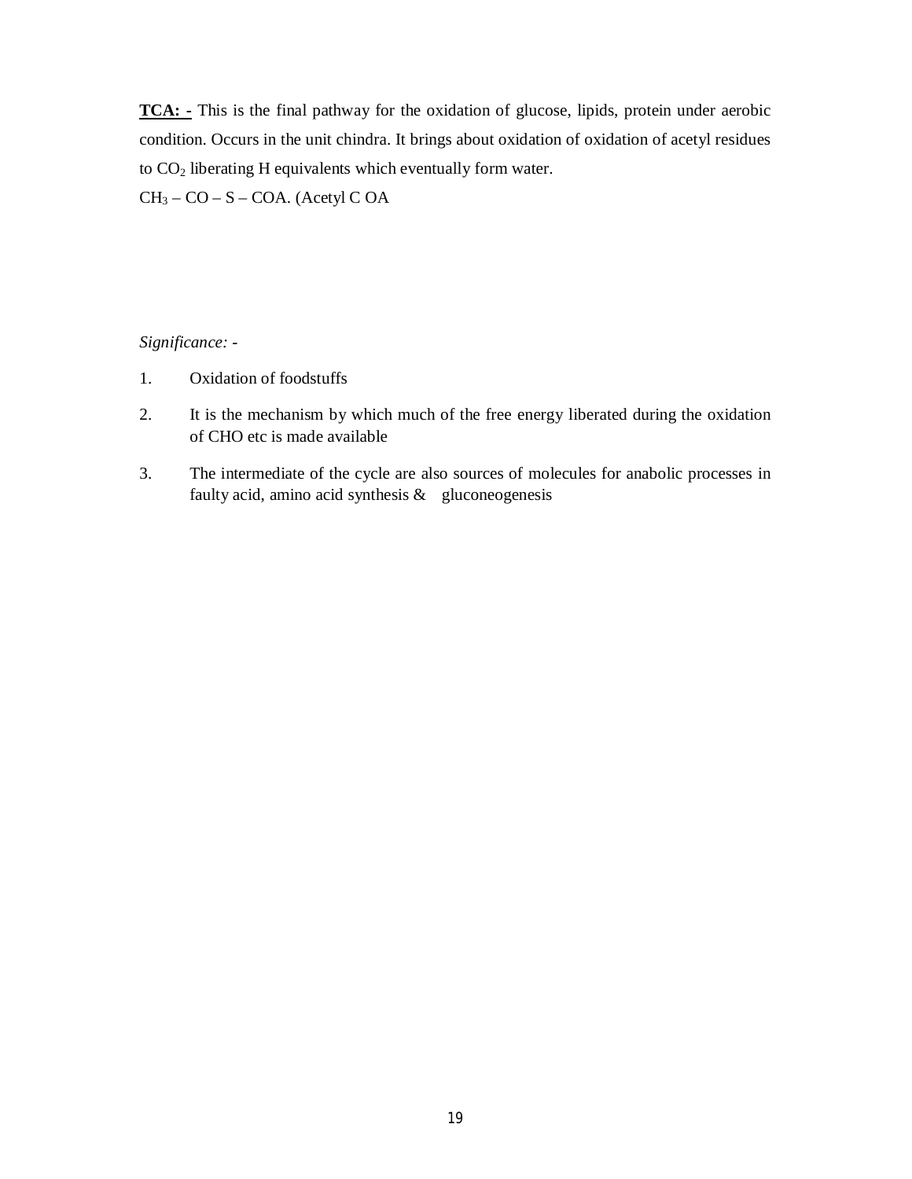**<u>TCA: -</u>** This is the final pathway for the oxidation of glucose, lipids, protein under aerobic condition. Occurs in the unit chindra. It brings about oxidation of oxidation of acetyl residues to $CO_2$ liberating H equivalents which eventually form water.

$CH_3$ – CO – S – COA. (Acetyl C OA

*Significance:* -

1. Oxidation of foodstuffs
2. It is the mechanism by which much of the free energy liberated during the oxidation of CHO etc is made available
3. The intermediate of the cycle are also sources of molecules for anabolic processes in faulty acid, amino acid synthesis & gluconeogenesis